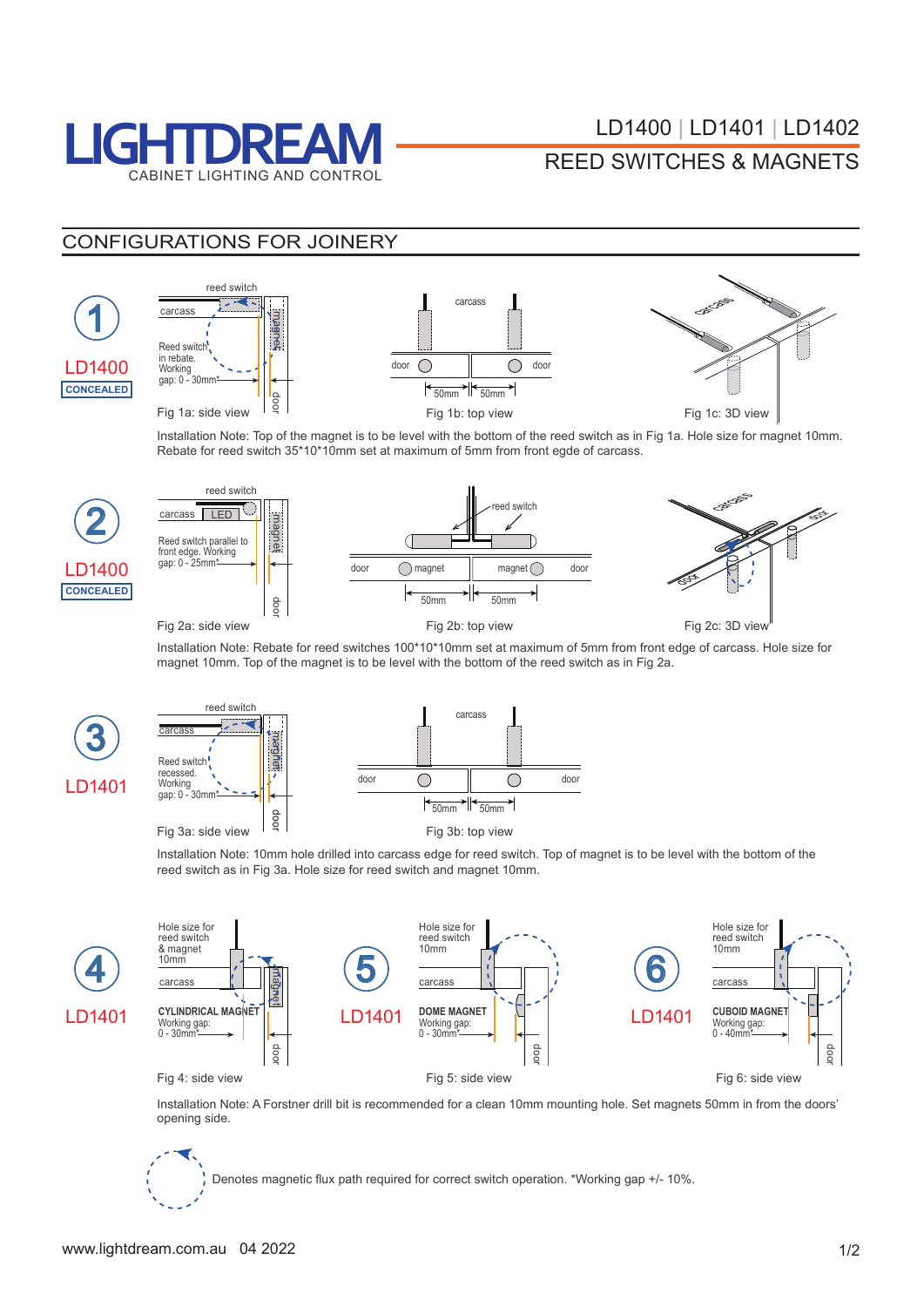# LIGHTDREAM
CABINET LIGHTING AND CONTROL

LD1400 | LD1401 | LD1402

REED SWITCHES & MAGNETS

## CONFIGURATIONS FOR JOINERY

### 1 — LD1400 CONCEALED

reed switch
carcass
magnet
Reed switch in rebate. Working gap: 0 - 30mm*
door

Fig 1a: side view

carcass
door
door
50mm
50mm

Fig 1b: top view

carcass

Fig 1c: 3D view

Installation Note: Top of the magnet is to be level with the bottom of the reed switch as in Fig 1a. Hole size for magnet 10mm. Rebate for reed switch 35*10*10mm set at maximum of 5mm from front egde of carcass.

### 2 — LD1400 CONCEALED

reed switch
carcass
LED
magnet
Reed switch parallel to front edge. Working gap: 0 - 25mm*
door

Fig 2a: side view

reed switch
door
magnet
magnet
door
50mm
50mm

Fig 2b: top view

carcass
door
door

Fig 2c: 3D view

Installation Note: Rebate for reed switches 100*10*10mm set at maximum of 5mm from front edge of carcass. Hole size for magnet 10mm. Top of the magnet is to be level with the bottom of the reed switch as in Fig 2a.

### 3 — LD1401

reed switch
carcass
magnet
Reed switch recessed. Working gap: 0 - 30mm*
door

Fig 3a: side view

carcass
door
door
50mm
50mm

Fig 3b: top view

Installation Note: 10mm hole drilled into carcass edge for reed switch. Top of magnet is to be level with the bottom of the reed switch as in Fig 3a. Hole size for reed switch and magnet 10mm.

### 4 — LD1401

Hole size for reed switch & magnet 10mm
carcass
magnet
**CYLINDRICAL MAGNET**
Working gap: 0 - 30mm*
door

Fig 4: side view

### 5 — LD1401

Hole size for reed switch 10mm
carcass
**DOME MAGNET**
Working gap: 0 - 30mm*
door

Fig 5: side view

### 6 — LD1401

Hole size for reed switch 10mm
carcass
**CUBOID MAGNET**
Working gap: 0 - 40mm*
door

Fig 6: side view

Installation Note: A Forstner drill bit is recommended for a clean 10mm mounting hole. Set magnets 50mm in from the doors' opening side.

Denotes magnetic flux path required for correct switch operation. *Working gap +/- 10%.

www.lightdream.com.au 04 2022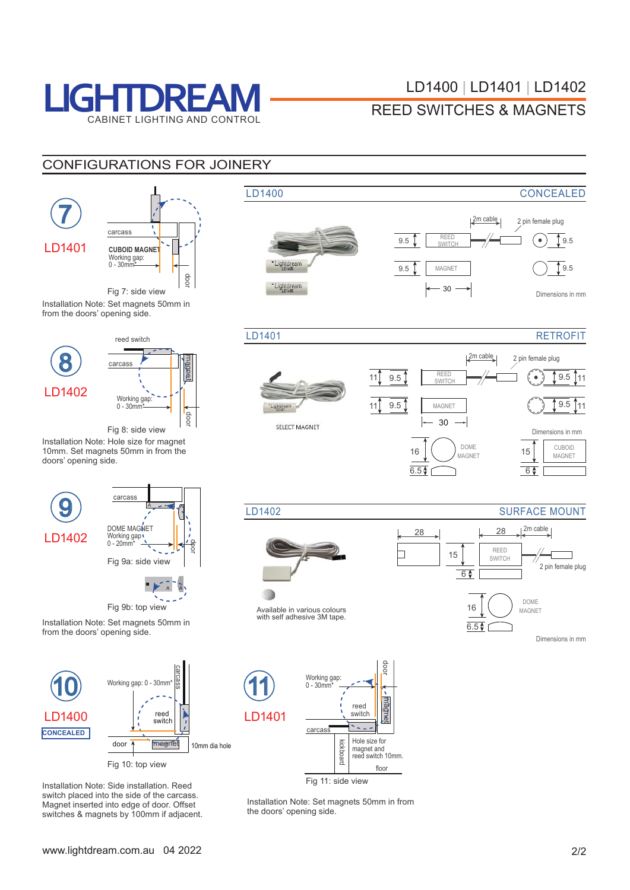# LIGHTDREAM

CABINET LIGHTING AND CONTROL

LD1400 | LD1401 | LD1402

REED SWITCHES & MAGNETS

## CONFIGURATIONS FOR JOINERY

### 7 — LD1401

carcass

CUBOID MAGNET
Working gap:
0 - 30mm*

door

Fig 7: side view

Installation Note: Set magnets 50mm in from the doors' opening side.

### 8 — LD1402

reed switch

carcass

magnet

Working gap:
0 - 30mm*

door

Fig 8: side view

Installation Note: Hole size for magnet 10mm. Set magnets 50mm in from the doors' opening side.

### 9 — LD1402

carcass

DOME MAGNET
Working gap:
0 - 20mm*

door

Fig 9a: side view

Fig 9b: top view

Installation Note: Set magnets 50mm in from the doors' opening side.

### 10 — LD1400 CONCEALED

Working gap: 0 - 30mm*

carcass

reed switch

door

magnet

10mm dia hole

Fig 10: top view

Installation Note: Side installation. Reed switch placed into the side of the carcass. Magnet inserted into edge of door. Offset switches & magnets by 100mm if adjacent.

## LD1400 — CONCEALED

2m cable

2 pin female plug

REED SWITCH — 9.5

MAGNET — 9.5

30

9.5

9.5

Dimensions in mm

## LD1401 — RETROFIT

SELECT MAGNET

2m cable

2 pin female plug

REED SWITCH — 11, 9.5

MAGNET — 11, 9.5

30

9.5, 11

9.5, 11

Dimensions in mm

DOME MAGNET — 16, 6.5

CUBOID MAGNET — 15, 6

## LD1402 — SURFACE MOUNT

Available in various colours with self adhesive 3M tape.

28

28

2m cable

REED SWITCH — 15, 6

2 pin female plug

DOME MAGNET — 16, 6.5

Dimensions in mm

### 11 — LD1401

Working gap:
0 - 30mm*

door

reed switch

magnet

carcass

kickboard

Hole size for magnet and reed switch 10mm.

floor

Fig 11: side view

Installation Note: Set magnets 50mm in from the doors' opening side.

www.lightdream.com.au 04 2022